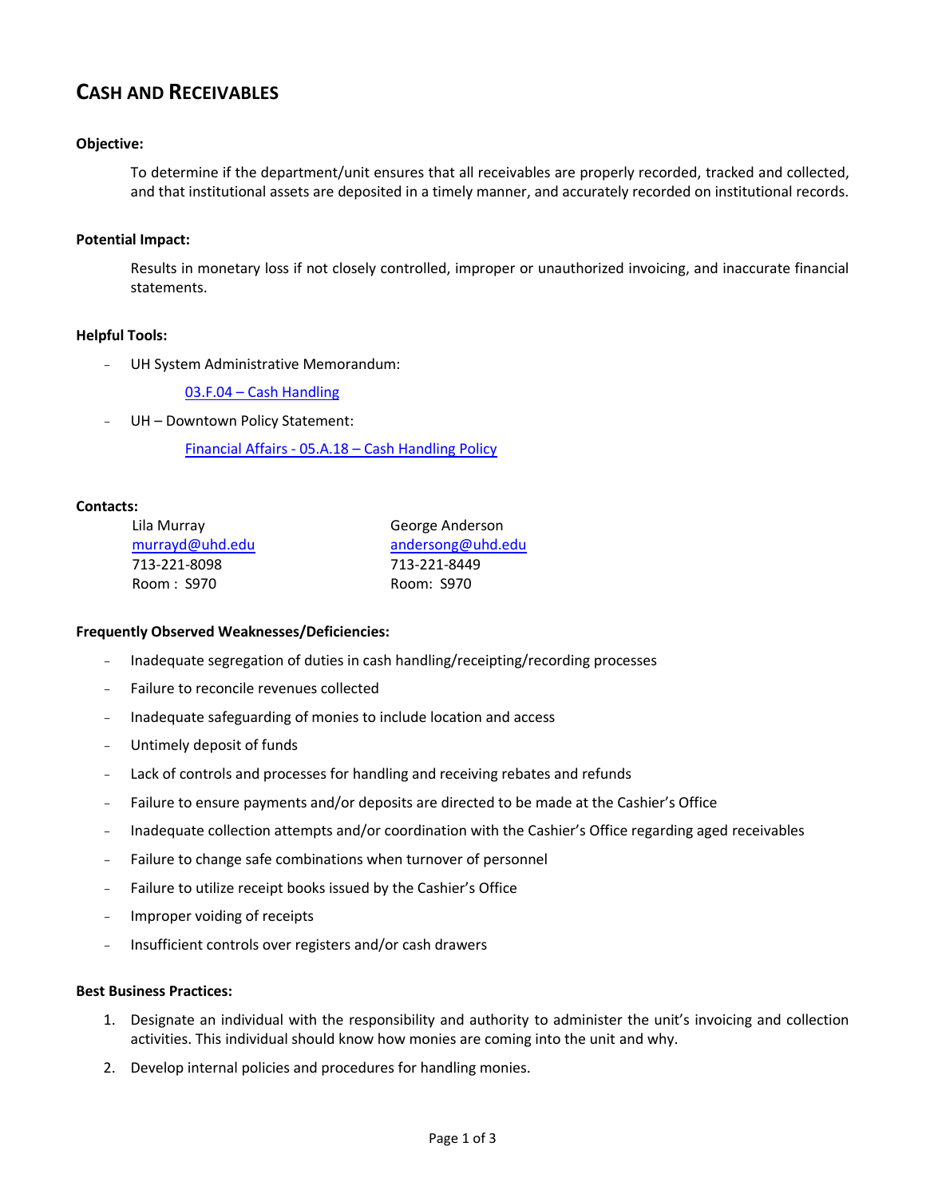# CASH AND RECEIVABLES

**Objective:**

To determine if the department/unit ensures that all receivables are properly recorded, tracked and collected, and that institutional assets are deposited in a timely manner, and accurately recorded on institutional records.

**Potential Impact:**

Results in monetary loss if not closely controlled, improper or unauthorized invoicing, and inaccurate financial statements.

**Helpful Tools:**

- UH System Administrative Memorandum:

  03.F.04 – Cash Handling

- UH – Downtown Policy Statement:

  Financial Affairs - 05.A.18 – Cash Handling Policy

**Contacts:**

Lila Murray
murrayd@uhd.edu
713-221-8098
Room : S970

George Anderson
andersong@uhd.edu
713-221-8449
Room: S970

**Frequently Observed Weaknesses/Deficiencies:**

- Inadequate segregation of duties in cash handling/receipting/recording processes
- Failure to reconcile revenues collected
- Inadequate safeguarding of monies to include location and access
- Untimely deposit of funds
- Lack of controls and processes for handling and receiving rebates and refunds
- Failure to ensure payments and/or deposits are directed to be made at the Cashier's Office
- Inadequate collection attempts and/or coordination with the Cashier's Office regarding aged receivables
- Failure to change safe combinations when turnover of personnel
- Failure to utilize receipt books issued by the Cashier's Office
- Improper voiding of receipts
- Insufficient controls over registers and/or cash drawers

**Best Business Practices:**

1. Designate an individual with the responsibility and authority to administer the unit's invoicing and collection activities. This individual should know how monies are coming into the unit and why.
2. Develop internal policies and procedures for handling monies.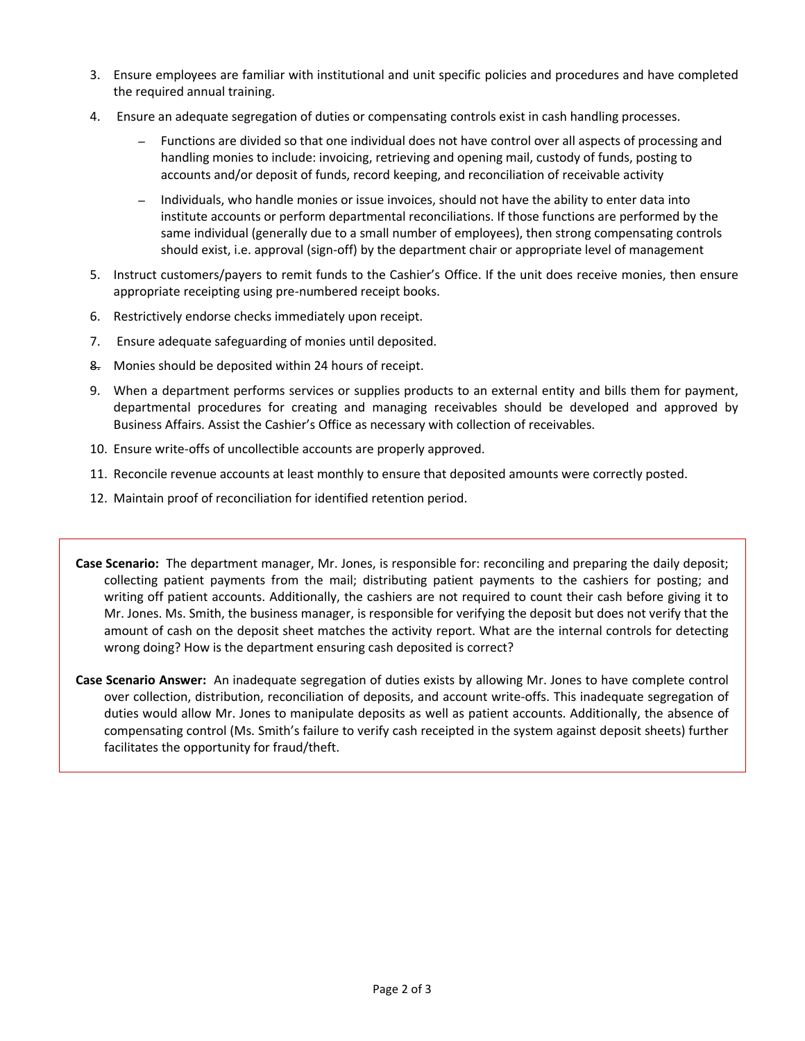3. Ensure employees are familiar with institutional and unit specific policies and procedures and have completed the required annual training.
4. Ensure an adequate segregation of duties or compensating controls exist in cash handling processes.
   - Functions are divided so that one individual does not have control over all aspects of processing and handling monies to include: invoicing, retrieving and opening mail, custody of funds, posting to accounts and/or deposit of funds, record keeping, and reconciliation of receivable activity
   - Individuals, who handle monies or issue invoices, should not have the ability to enter data into institute accounts or perform departmental reconciliations. If those functions are performed by the same individual (generally due to a small number of employees), then strong compensating controls should exist, i.e. approval (sign-off) by the department chair or appropriate level of management
5. Instruct customers/payers to remit funds to the Cashier's Office. If the unit does receive monies, then ensure appropriate receipting using pre-numbered receipt books.
6. Restrictively endorse checks immediately upon receipt.
7. Ensure adequate safeguarding of monies until deposited.
8. Monies should be deposited within 24 hours of receipt.
9. When a department performs services or supplies products to an external entity and bills them for payment, departmental procedures for creating and managing receivables should be developed and approved by Business Affairs. Assist the Cashier's Office as necessary with collection of receivables.
10. Ensure write-offs of uncollectible accounts are properly approved.
11. Reconcile revenue accounts at least monthly to ensure that deposited amounts were correctly posted.
12. Maintain proof of reconciliation for identified retention period.

**Case Scenario:** The department manager, Mr. Jones, is responsible for: reconciling and preparing the daily deposit; collecting patient payments from the mail; distributing patient payments to the cashiers for posting; and writing off patient accounts. Additionally, the cashiers are not required to count their cash before giving it to Mr. Jones. Ms. Smith, the business manager, is responsible for verifying the deposit but does not verify that the amount of cash on the deposit sheet matches the activity report. What are the internal controls for detecting wrong doing? How is the department ensuring cash deposited is correct?

**Case Scenario Answer:** An inadequate segregation of duties exists by allowing Mr. Jones to have complete control over collection, distribution, reconciliation of deposits, and account write-offs. This inadequate segregation of duties would allow Mr. Jones to manipulate deposits as well as patient accounts. Additionally, the absence of compensating control (Ms. Smith's failure to verify cash receipted in the system against deposit sheets) further facilitates the opportunity for fraud/theft.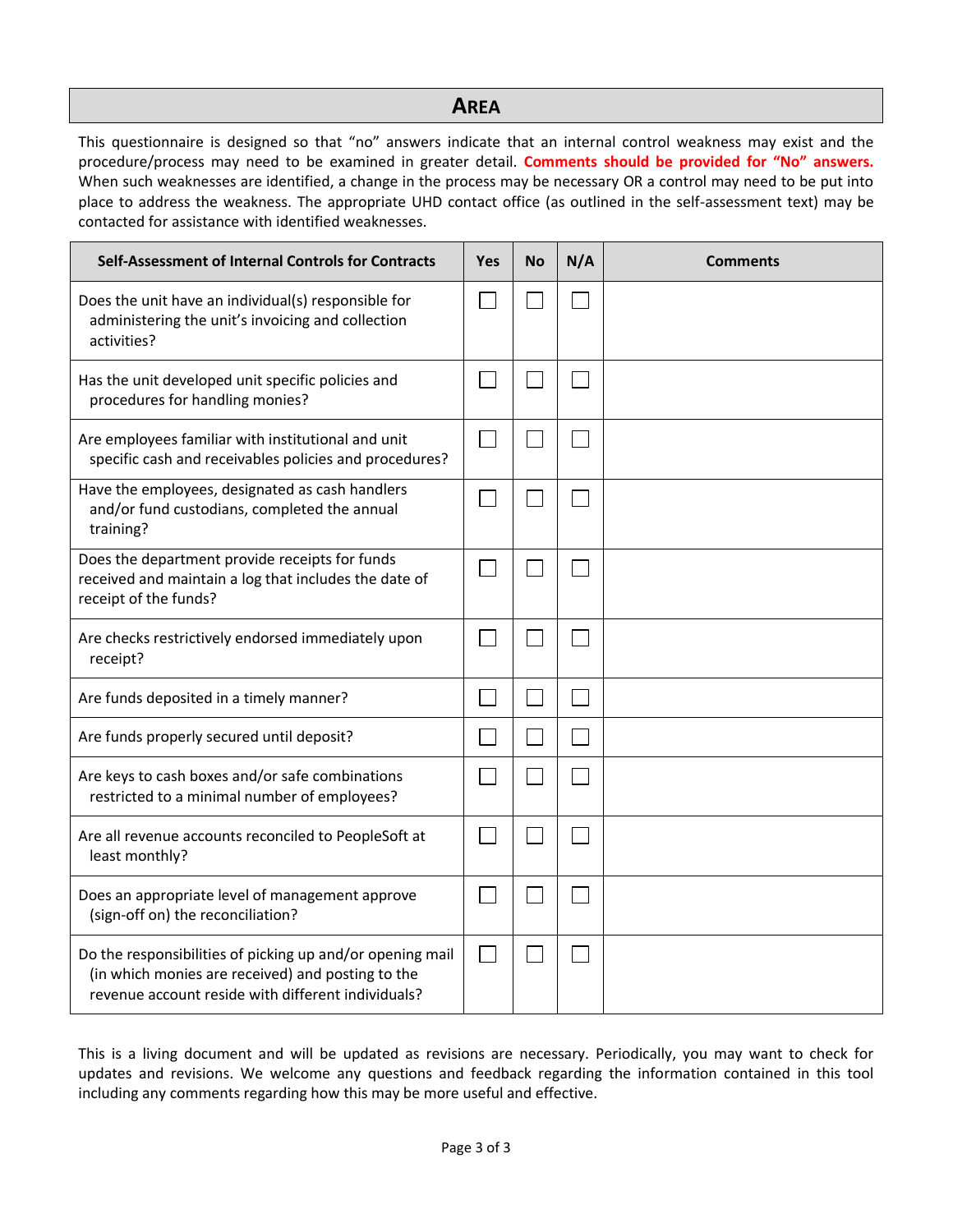## AREA

This questionnaire is designed so that "no" answers indicate that an internal control weakness may exist and the procedure/process may need to be examined in greater detail. **Comments should be provided for "No" answers.** When such weaknesses are identified, a change in the process may be necessary OR a control may need to be put into place to address the weakness. The appropriate UHD contact office (as outlined in the self-assessment text) may be contacted for assistance with identified weaknesses.

| Self-Assessment of Internal Controls for Contracts | Yes | No | N/A | Comments |
|---|---|---|---|---|
| Does the unit have an individual(s) responsible for administering the unit's invoicing and collection activities? | ☐ | ☐ | ☐ | |
| Has the unit developed unit specific policies and procedures for handling monies? | ☐ | ☐ | ☐ | |
| Are employees familiar with institutional and unit specific cash and receivables policies and procedures? | ☐ | ☐ | ☐ | |
| Have the employees, designated as cash handlers and/or fund custodians, completed the annual training? | ☐ | ☐ | ☐ | |
| Does the department provide receipts for funds received and maintain a log that includes the date of receipt of the funds? | ☐ | ☐ | ☐ | |
| Are checks restrictively endorsed immediately upon receipt? | ☐ | ☐ | ☐ | |
| Are funds deposited in a timely manner? | ☐ | ☐ | ☐ | |
| Are funds properly secured until deposit? | ☐ | ☐ | ☐ | |
| Are keys to cash boxes and/or safe combinations restricted to a minimal number of employees? | ☐ | ☐ | ☐ | |
| Are all revenue accounts reconciled to PeopleSoft at least monthly? | ☐ | ☐ | ☐ | |
| Does an appropriate level of management approve (sign-off on) the reconciliation? | ☐ | ☐ | ☐ | |
| Do the responsibilities of picking up and/or opening mail (in which monies are received) and posting to the revenue account reside with different individuals? | ☐ | ☐ | ☐ | |

This is a living document and will be updated as revisions are necessary. Periodically, you may want to check for updates and revisions. We welcome any questions and feedback regarding the information contained in this tool including any comments regarding how this may be more useful and effective.